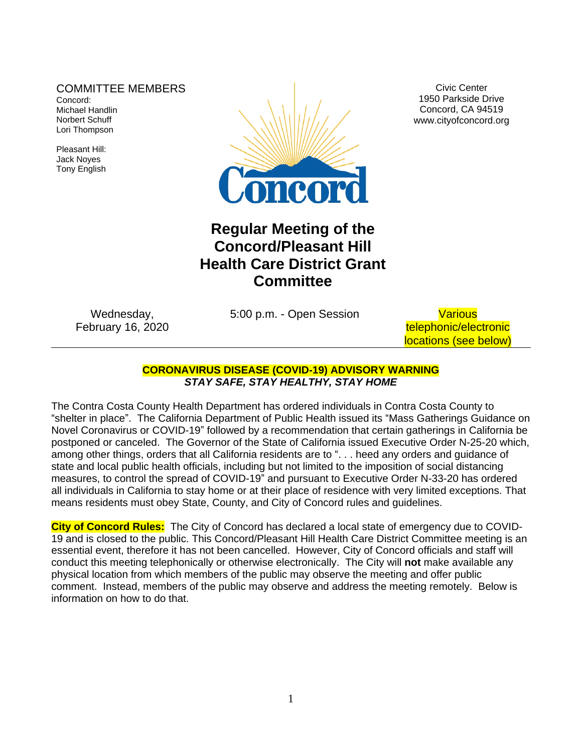COMMITTEE MEMBERS

Concord:
Michael Handlin
Norbert Schuff
Lori Thompson

Pleasant Hill:
Jack Noyes
Tony English

Civic Center
1950 Parkside Drive
Concord, CA 94519
www.cityofconcord.org

Concord

# Regular Meeting of the Concord/Pleasant Hill Health Care District Grant Committee

Wednesday, February 16, 2020 | 5:00 p.m. - Open Session | Various telephonic/electronic locations (see below)

---

**CORONAVIRUS DISEASE (COVID-19) ADVISORY WARNING**
***STAY SAFE, STAY HEALTHY, STAY HOME***

The Contra Costa County Health Department has ordered individuals in Contra Costa County to "shelter in place". The California Department of Public Health issued its "Mass Gatherings Guidance on Novel Coronavirus or COVID-19" followed by a recommendation that certain gatherings in California be postponed or canceled. The Governor of the State of California issued Executive Order N-25-20 which, among other things, orders that all California residents are to ". . . heed any orders and guidance of state and local public health officials, including but not limited to the imposition of social distancing measures, to control the spread of COVID-19" and pursuant to Executive Order N-33-20 has ordered all individuals in California to stay home or at their place of residence with very limited exceptions. That means residents must obey State, County, and City of Concord rules and guidelines.

**City of Concord Rules:** The City of Concord has declared a local state of emergency due to COVID-19 and is closed to the public. This Concord/Pleasant Hill Health Care District Committee meeting is an essential event, therefore it has not been cancelled. However, City of Concord officials and staff will conduct this meeting telephonically or otherwise electronically. The City will **not** make available any physical location from which members of the public may observe the meeting and offer public comment. Instead, members of the public may observe and address the meeting remotely. Below is information on how to do that.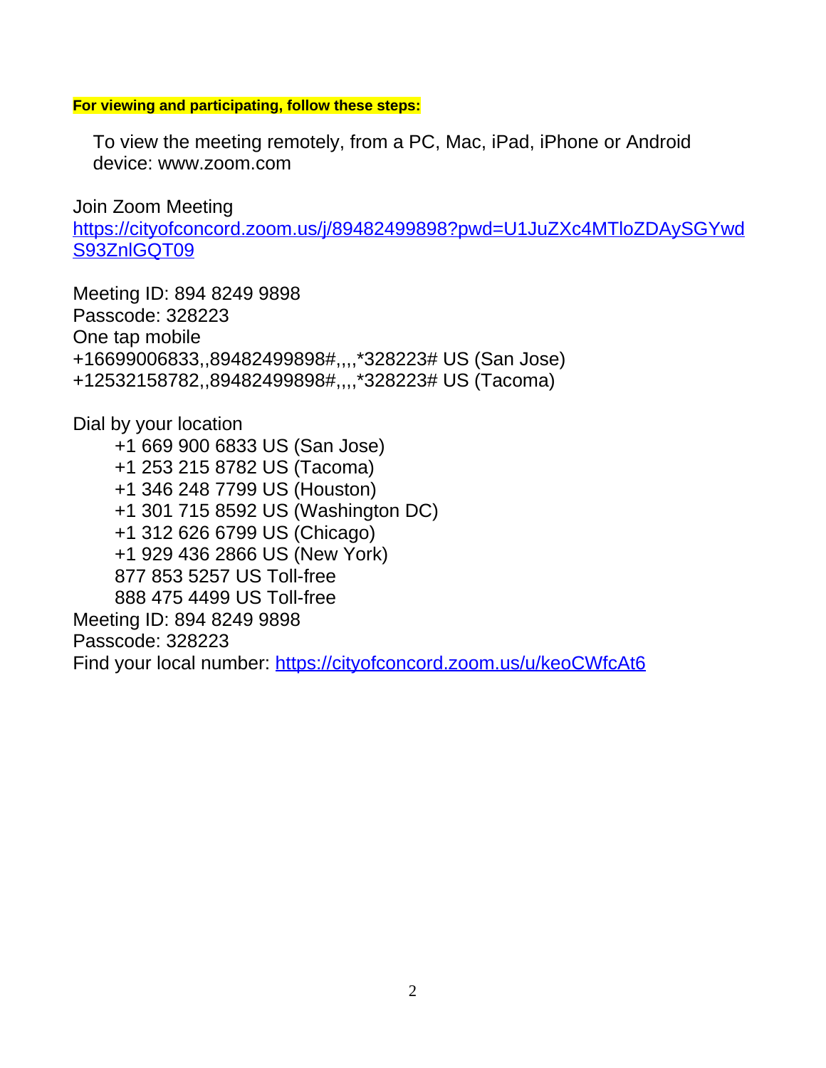**For viewing and participating, follow these steps:**

To view the meeting remotely, from a PC, Mac, iPad, iPhone or Android device: www.zoom.com

Join Zoom Meeting
https://cityofconcord.zoom.us/j/89482499898?pwd=U1JuZXc4MTloZDAySGYwdS93ZnlGQT09

Meeting ID: 894 8249 9898
Passcode: 328223
One tap mobile
+16699006833,,89482499898#,,,,*328223# US (San Jose)
+12532158782,,89482499898#,,,,*328223# US (Tacoma)

Dial by your location
- +1 669 900 6833 US (San Jose)
- +1 253 215 8782 US (Tacoma)
- +1 346 248 7799 US (Houston)
- +1 301 715 8592 US (Washington DC)
- +1 312 626 6799 US (Chicago)
- +1 929 436 2866 US (New York)
- 877 853 5257 US Toll-free
- 888 475 4499 US Toll-free

Meeting ID: 894 8249 9898
Passcode: 328223
Find your local number: https://cityofconcord.zoom.us/u/keoCWfcAt6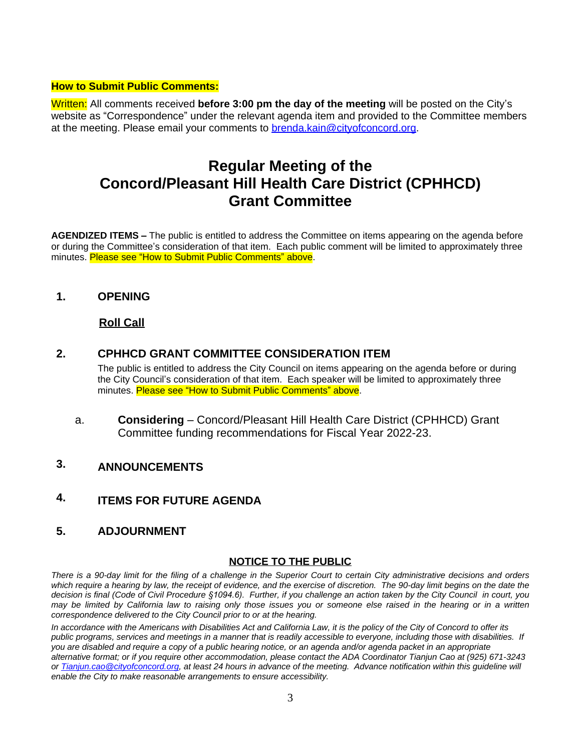**How to Submit Public Comments:**

Written: All comments received **before 3:00 pm the day of the meeting** will be posted on the City's website as "Correspondence" under the relevant agenda item and provided to the Committee members at the meeting. Please email your comments to brenda.kain@cityofconcord.org.

# Regular Meeting of the Concord/Pleasant Hill Health Care District (CPHHCD) Grant Committee

**AGENDIZED ITEMS –** The public is entitled to address the Committee on items appearing on the agenda before or during the Committee's consideration of that item. Each public comment will be limited to approximately three minutes. Please see "How to Submit Public Comments" above.

## 1. OPENING

**Roll Call**

## 2. CPHHCD GRANT COMMITTEE CONSIDERATION ITEM

The public is entitled to address the City Council on items appearing on the agenda before or during the City Council's consideration of that item. Each speaker will be limited to approximately three minutes. Please see "How to Submit Public Comments" above.

a. **Considering** – Concord/Pleasant Hill Health Care District (CPHHCD) Grant Committee funding recommendations for Fiscal Year 2022-23.

## 3. ANNOUNCEMENTS

## 4. ITEMS FOR FUTURE AGENDA

## 5. ADJOURNMENT

### NOTICE TO THE PUBLIC

*There is a 90-day limit for the filing of a challenge in the Superior Court to certain City administrative decisions and orders which require a hearing by law, the receipt of evidence, and the exercise of discretion. The 90-day limit begins on the date the decision is final (Code of Civil Procedure §1094.6). Further, if you challenge an action taken by the City Council in court, you may be limited by California law to raising only those issues you or someone else raised in the hearing or in a written correspondence delivered to the City Council prior to or at the hearing.*

*In accordance with the Americans with Disabilities Act and California Law, it is the policy of the City of Concord to offer its public programs, services and meetings in a manner that is readily accessible to everyone, including those with disabilities. If you are disabled and require a copy of a public hearing notice, or an agenda and/or agenda packet in an appropriate alternative format; or if you require other accommodation, please contact the ADA Coordinator Tianjun Cao at (925) 671-3243 or Tianjun.cao@cityofconcord.org, at least 24 hours in advance of the meeting. Advance notification within this guideline will enable the City to make reasonable arrangements to ensure accessibility.*